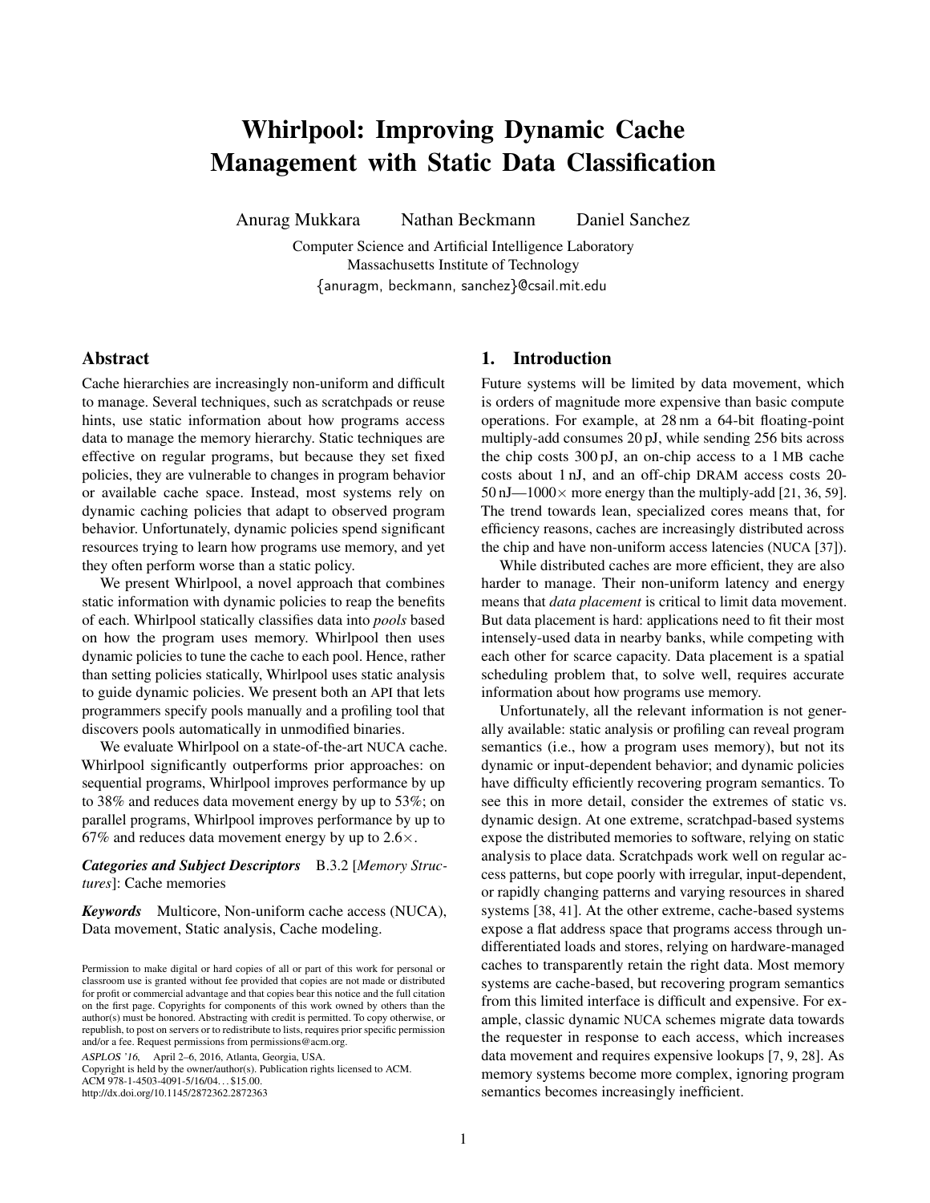# Whirlpool: Improving Dynamic Cache Management with Static Data Classification

Anurag Mukkara Nathan Beckmann Daniel Sanchez

Computer Science and Artificial Intelligence Laboratory
Massachusetts Institute of Technology
{anuragm, beckmann, sanchez}@csail.mit.edu

## Abstract

Cache hierarchies are increasingly non-uniform and difficult to manage. Several techniques, such as scratchpads or reuse hints, use static information about how programs access data to manage the memory hierarchy. Static techniques are effective on regular programs, but because they set fixed policies, they are vulnerable to changes in program behavior or available cache space. Instead, most systems rely on dynamic caching policies that adapt to observed program behavior. Unfortunately, dynamic policies spend significant resources trying to learn how programs use memory, and yet they often perform worse than a static policy.

We present Whirlpool, a novel approach that combines static information with dynamic policies to reap the benefits of each. Whirlpool statically classifies data into *pools* based on how the program uses memory. Whirlpool then uses dynamic policies to tune the cache to each pool. Hence, rather than setting policies statically, Whirlpool uses static analysis to guide dynamic policies. We present both an API that lets programmers specify pools manually and a profiling tool that discovers pools automatically in unmodified binaries.

We evaluate Whirlpool on a state-of-the-art NUCA cache. Whirlpool significantly outperforms prior approaches: on sequential programs, Whirlpool improves performance by up to 38% and reduces data movement energy by up to 53%; on parallel programs, Whirlpool improves performance by up to 67% and reduces data movement energy by up to 2.6×.

***Categories and Subject Descriptors*** B.3.2 [*Memory Structures*]: Cache memories

***Keywords*** Multicore, Non-uniform cache access (NUCA), Data movement, Static analysis, Cache modeling.

Permission to make digital or hard copies of all or part of this work for personal or classroom use is granted without fee provided that copies are not made or distributed for profit or commercial advantage and that copies bear this notice and the full citation on the first page. Copyrights for components of this work owned by others than the author(s) must be honored. Abstracting with credit is permitted. To copy otherwise, or republish, to post on servers or to redistribute to lists, requires prior specific permission and/or a fee. Request permissions from permissions@acm.org.

*ASPLOS '16*, April 2–6, 2016, Atlanta, Georgia, USA.
Copyright is held by the owner/author(s). Publication rights licensed to ACM.
ACM 978-1-4503-4091-5/16/04... $15.00.
http://dx.doi.org/10.1145/2872362.2872363

## 1. Introduction

Future systems will be limited by data movement, which is orders of magnitude more expensive than basic compute operations. For example, at 28 nm a 64-bit floating-point multiply-add consumes 20 pJ, while sending 256 bits across the chip costs 300 pJ, an on-chip access to a 1 MB cache costs about 1 nJ, and an off-chip DRAM access costs 20-50 nJ—1000× more energy than the multiply-add [21, 36, 59]. The trend towards lean, specialized cores means that, for efficiency reasons, caches are increasingly distributed across the chip and have non-uniform access latencies (NUCA [37]).

While distributed caches are more efficient, they are also harder to manage. Their non-uniform latency and energy means that *data placement* is critical to limit data movement. But data placement is hard: applications need to fit their most intensely-used data in nearby banks, while competing with each other for scarce capacity. Data placement is a spatial scheduling problem that, to solve well, requires accurate information about how programs use memory.

Unfortunately, all the relevant information is not generally available: static analysis or profiling can reveal program semantics (i.e., how a program uses memory), but not its dynamic or input-dependent behavior; and dynamic policies have difficulty efficiently recovering program semantics. To see this in more detail, consider the extremes of static vs. dynamic design. At one extreme, scratchpad-based systems expose the distributed memories to software, relying on static analysis to place data. Scratchpads work well on regular access patterns, but cope poorly with irregular, input-dependent, or rapidly changing patterns and varying resources in shared systems [38, 41]. At the other extreme, cache-based systems expose a flat address space that programs access through undifferentiated loads and stores, relying on hardware-managed caches to transparently retain the right data. Most memory systems are cache-based, but recovering program semantics from this limited interface is difficult and expensive. For example, classic dynamic NUCA schemes migrate data towards the requester in response to each access, which increases data movement and requires expensive lookups [7, 9, 28]. As memory systems become more complex, ignoring program semantics becomes increasingly inefficient.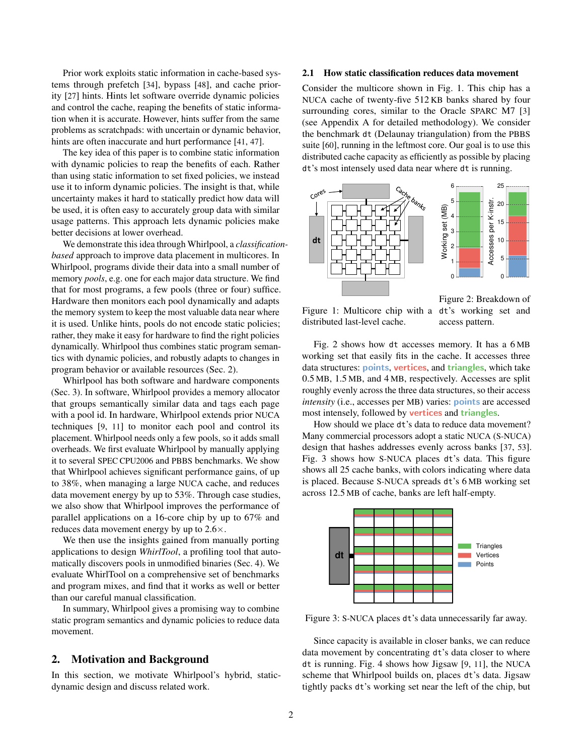Prior work exploits static information in cache-based systems through prefetch [34], bypass [48], and cache priority [27] hints. Hints let software override dynamic policies and control the cache, reaping the benefits of static information when it is accurate. However, hints suffer from the same problems as scratchpads: with uncertain or dynamic behavior, hints are often inaccurate and hurt performance [41, 47].

The key idea of this paper is to combine static information with dynamic policies to reap the benefits of each. Rather than using static information to set fixed policies, we instead use it to inform dynamic policies. The insight is that, while uncertainty makes it hard to statically predict how data will be used, it is often easy to accurately group data with similar usage patterns. This approach lets dynamic policies make better decisions at lower overhead.

We demonstrate this idea through Whirlpool, a *classification-based* approach to improve data placement in multicores. In Whirlpool, programs divide their data into a small number of memory *pools*, e.g. one for each major data structure. We find that for most programs, a few pools (three or four) suffice. Hardware then monitors each pool dynamically and adapts the memory system to keep the most valuable data near where it is used. Unlike hints, pools do not encode static policies; rather, they make it easy for hardware to find the right policies dynamically. Whirlpool thus combines static program semantics with dynamic policies, and robustly adapts to changes in program behavior or available resources (Sec. 2).

Whirlpool has both software and hardware components (Sec. 3). In software, Whirlpool provides a memory allocator that groups semantically similar data and tags each page with a pool id. In hardware, Whirlpool extends prior NUCA techniques [9, 11] to monitor each pool and control its placement. Whirlpool needs only a few pools, so it adds small overheads. We first evaluate Whirlpool by manually applying it to several SPEC CPU2006 and PBBS benchmarks. We show that Whirlpool achieves significant performance gains, of up to 38%, when managing a large NUCA cache, and reduces data movement energy by up to 53%. Through case studies, we also show that Whirlpool improves the performance of parallel applications on a 16-core chip by up to 67% and reduces data movement energy by up to 2.6×.

We then use the insights gained from manually porting applications to design *WhirlTool*, a profiling tool that automatically discovers pools in unmodified binaries (Sec. 4). We evaluate WhirlTool on a comprehensive set of benchmarks and program mixes, and find that it works as well or better than our careful manual classification.

In summary, Whirlpool gives a promising way to combine static program semantics and dynamic policies to reduce data movement.

## 2. Motivation and Background

In this section, we motivate Whirlpool's hybrid, static-dynamic design and discuss related work.

### 2.1 How static classification reduces data movement

Consider the multicore shown in Fig. 1. This chip has a NUCA cache of twenty-five 512 KB banks shared by four surrounding cores, similar to the Oracle SPARC M7 [3] (see Appendix A for detailed methodology). We consider the benchmark `dt` (Delaunay triangulation) from the PBBS suite [60], running in the leftmost core. Our goal is to use this distributed cache capacity as efficiently as possible by placing `dt`'s most intensely used data near where `dt` is running.

Figure 1: Multicore chip with a distributed last-level cache.

Figure 2: Breakdown of `dt`'s working set and access pattern.

Fig. 2 shows how `dt` accesses memory. It has a 6 MB working set that easily fits in the cache. It accesses three data structures: **points**, **vertices**, and **triangles**, which take 0.5 MB, 1.5 MB, and 4 MB, respectively. Accesses are split roughly evenly across the three data structures, so their access *intensity* (i.e., accesses per MB) varies: **points** are accessed most intensely, followed by **vertices** and **triangles**.

How should we place `dt`'s data to reduce data movement? Many commercial processors adopt a static NUCA (S-NUCA) design that hashes addresses evenly across banks [37, 53]. Fig. 3 shows how S-NUCA places `dt`'s data. This figure shows all 25 cache banks, with colors indicating where data is placed. Because S-NUCA spreads `dt`'s 6 MB working set across 12.5 MB of cache, banks are left half-empty.

Figure 3: S-NUCA places `dt`'s data unnecessarily far away.

Since capacity is available in closer banks, we can reduce data movement by concentrating `dt`'s data closer to where `dt` is running. Fig. 4 shows how Jigsaw [9, 11], the NUCA scheme that Whirlpool builds on, places `dt`'s data. Jigsaw tightly packs `dt`'s working set near the left of the chip, but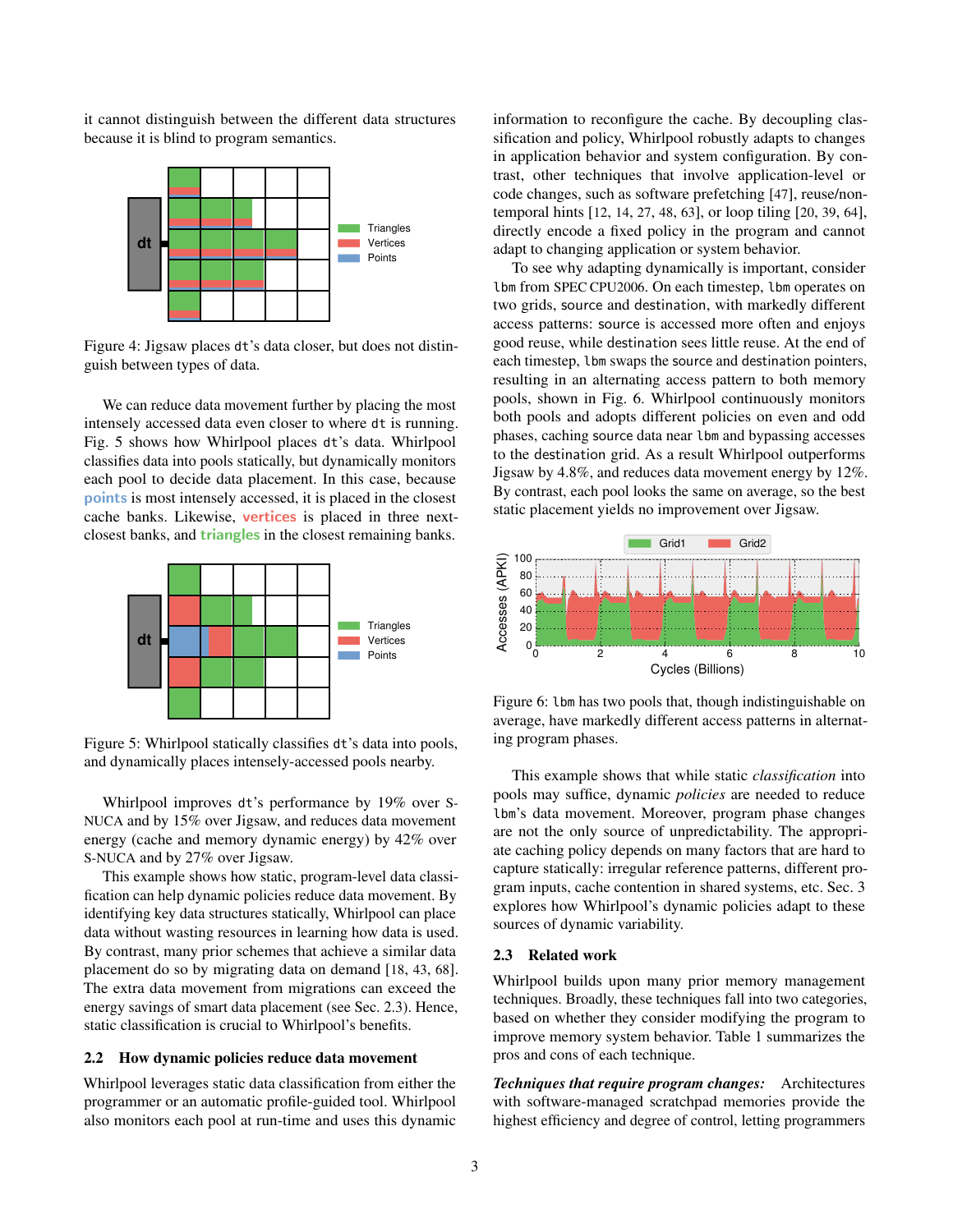it cannot distinguish between the different data structures because it is blind to program semantics.

Figure 4: Jigsaw places dt's data closer, but does not distinguish between types of data.

We can reduce data movement further by placing the most intensely accessed data even closer to where dt is running. Fig. 5 shows how Whirlpool places dt's data. Whirlpool classifies data into pools statically, but dynamically monitors each pool to decide data placement. In this case, because points is most intensely accessed, it is placed in the closest cache banks. Likewise, vertices is placed in three next-closest banks, and triangles in the closest remaining banks.

Figure 5: Whirlpool statically classifies dt's data into pools, and dynamically places intensely-accessed pools nearby.

Whirlpool improves dt's performance by 19% over S-NUCA and by 15% over Jigsaw, and reduces data movement energy (cache and memory dynamic energy) by 42% over S-NUCA and by 27% over Jigsaw.

This example shows how static, program-level data classification can help dynamic policies reduce data movement. By identifying key data structures statically, Whirlpool can place data without wasting resources in learning how data is used. By contrast, many prior schemes that achieve a similar data placement do so by migrating data on demand [18, 43, 68]. The extra data movement from migrations can exceed the energy savings of smart data placement (see Sec. 2.3). Hence, static classification is crucial to Whirlpool's benefits.

## 2.2 How dynamic policies reduce data movement

Whirlpool leverages static data classification from either the programmer or an automatic profile-guided tool. Whirlpool also monitors each pool at run-time and uses this dynamic information to reconfigure the cache. By decoupling classification and policy, Whirlpool robustly adapts to changes in application behavior and system configuration. By contrast, other techniques that involve application-level or code changes, such as software prefetching [47], reuse/non-temporal hints [12, 14, 27, 48, 63], or loop tiling [20, 39, 64], directly encode a fixed policy in the program and cannot adapt to changing application or system behavior.

To see why adapting dynamically is important, consider lbm from SPEC CPU2006. On each timestep, lbm operates on two grids, source and destination, with markedly different access patterns: source is accessed more often and enjoys good reuse, while destination sees little reuse. At the end of each timestep, lbm swaps the source and destination pointers, resulting in an alternating access pattern to both memory pools, shown in Fig. 6. Whirlpool continuously monitors both pools and adopts different policies on even and odd phases, caching source data near lbm and bypassing accesses to the destination grid. As a result Whirlpool outperforms Jigsaw by 4.8%, and reduces data movement energy by 12%. By contrast, each pool looks the same on average, so the best static placement yields no improvement over Jigsaw.

Figure 6: lbm has two pools that, though indistinguishable on average, have markedly different access patterns in alternating program phases.

This example shows that while static *classification* into pools may suffice, dynamic *policies* are needed to reduce lbm's data movement. Moreover, program phase changes are not the only source of unpredictability. The appropriate caching policy depends on many factors that are hard to capture statically: irregular reference patterns, different program inputs, cache contention in shared systems, etc. Sec. 3 explores how Whirlpool's dynamic policies adapt to these sources of dynamic variability.

## 2.3 Related work

Whirlpool builds upon many prior memory management techniques. Broadly, these techniques fall into two categories, based on whether they consider modifying the program to improve memory system behavior. Table 1 summarizes the pros and cons of each technique.

***Techniques that require program changes:*** Architectures with software-managed scratchpad memories provide the highest efficiency and degree of control, letting programmers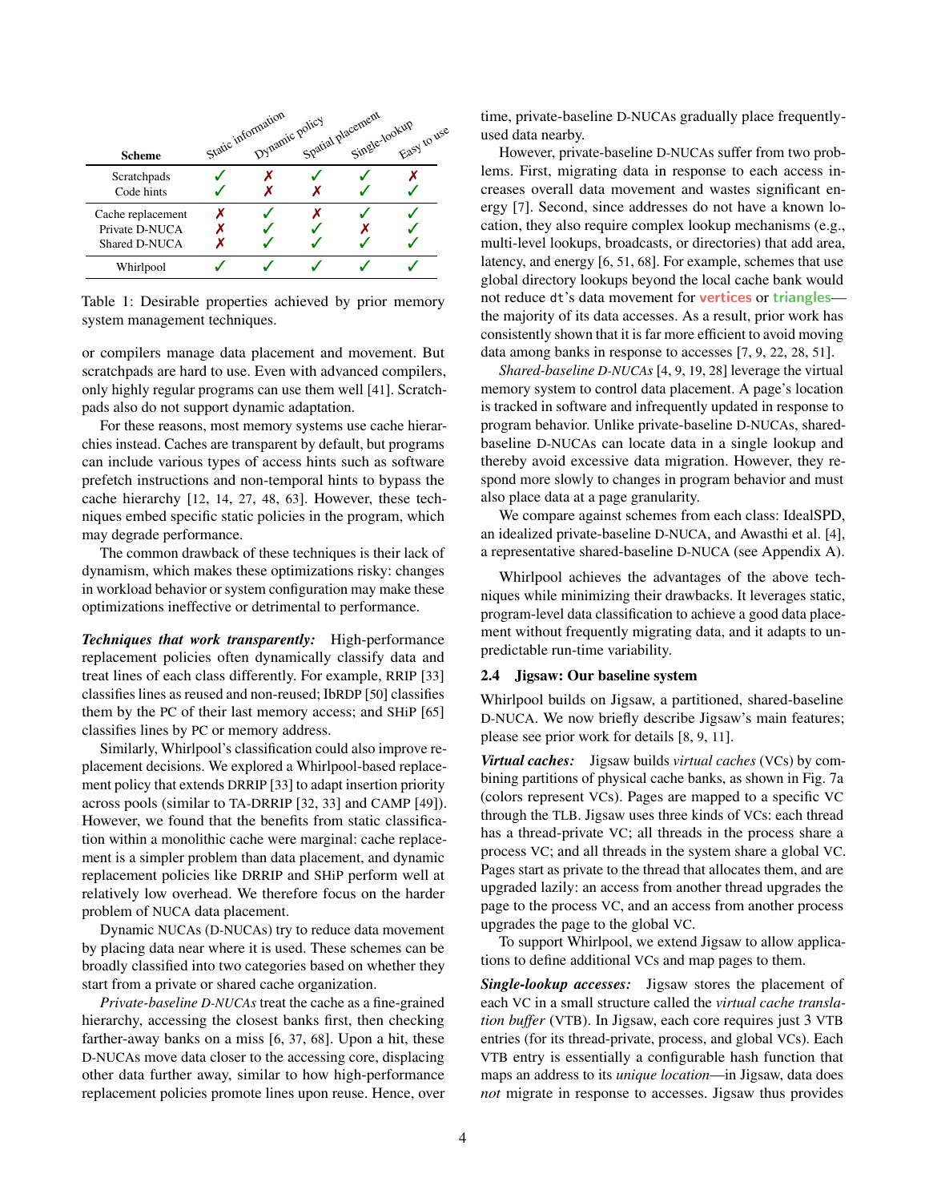| Scheme | Static information | Dynamic policy | Spatial placement | Single-lookup | Easy to use |
|---|---|---|---|---|---|
| Scratchpads | ✓ | ✗ | ✓ | ✓ | ✗ |
| Code hints | ✓ | ✗ | ✗ | ✓ | ✓ |
| Cache replacement | ✗ | ✓ | ✗ | ✓ | ✓ |
| Private D-NUCA | ✗ | ✓ | ✓ | ✗ | ✓ |
| Shared D-NUCA | ✗ | ✓ | ✓ | ✓ | ✓ |
| Whirlpool | ✓ | ✓ | ✓ | ✓ | ✓ |

Table 1: Desirable properties achieved by prior memory system management techniques.

or compilers manage data placement and movement. But scratchpads are hard to use. Even with advanced compilers, only highly regular programs can use them well [41]. Scratchpads also do not support dynamic adaptation.

For these reasons, most memory systems use cache hierarchies instead. Caches are transparent by default, but programs can include various types of access hints such as software prefetch instructions and non-temporal hints to bypass the cache hierarchy [12, 14, 27, 48, 63]. However, these techniques embed specific static policies in the program, which may degrade performance.

The common drawback of these techniques is their lack of dynamism, which makes these optimizations risky: changes in workload behavior or system configuration may make these optimizations ineffective or detrimental to performance.

***Techniques that work transparently:*** High-performance replacement policies often dynamically classify data and treat lines of each class differently. For example, RRIP [33] classifies lines as reused and non-reused; IbRDP [50] classifies them by the PC of their last memory access; and SHiP [65] classifies lines by PC or memory address.

Similarly, Whirlpool's classification could also improve replacement decisions. We explored a Whirlpool-based replacement policy that extends DRRIP [33] to adapt insertion priority across pools (similar to TA-DRRIP [32, 33] and CAMP [49]). However, we found that the benefits from static classification within a monolithic cache were marginal: cache replacement is a simpler problem than data placement, and dynamic replacement policies like DRRIP and SHiP perform well at relatively low overhead. We therefore focus on the harder problem of NUCA data placement.

Dynamic NUCAs (D-NUCAs) try to reduce data movement by placing data near where it is used. These schemes can be broadly classified into two categories based on whether they start from a private or shared cache organization.

*Private-baseline D-NUCAs* treat the cache as a fine-grained hierarchy, accessing the closest banks first, then checking farther-away banks on a miss [6, 37, 68]. Upon a hit, these D-NUCAs move data closer to the accessing core, displacing other data further away, similar to how high-performance replacement policies promote lines upon reuse. Hence, over time, private-baseline D-NUCAs gradually place frequently-used data nearby.

However, private-baseline D-NUCAs suffer from two problems. First, migrating data in response to each access increases overall data movement and wastes significant energy [7]. Second, since addresses do not have a known location, they also require complex lookup mechanisms (e.g., multi-level lookups, broadcasts, or directories) that add area, latency, and energy [6, 51, 68]. For example, schemes that use global directory lookups beyond the local cache bank would not reduce `dt`'s data movement for **vertices** or **triangles**—the majority of its data accesses. As a result, prior work has consistently shown that it is far more efficient to avoid moving data among banks in response to accesses [7, 9, 22, 28, 51].

*Shared-baseline D-NUCAs* [4, 9, 19, 28] leverage the virtual memory system to control data placement. A page's location is tracked in software and infrequently updated in response to program behavior. Unlike private-baseline D-NUCAs, shared-baseline D-NUCAs can locate data in a single lookup and thereby avoid excessive data migration. However, they respond more slowly to changes in program behavior and must also place data at a page granularity.

We compare against schemes from each class: IdealSPD, an idealized private-baseline D-NUCA, and Awasthi et al. [4], a representative shared-baseline D-NUCA (see Appendix A).

Whirlpool achieves the advantages of the above techniques while minimizing their drawbacks. It leverages static, program-level data classification to achieve a good data placement without frequently migrating data, and it adapts to unpredictable run-time variability.

### 2.4 Jigsaw: Our baseline system

Whirlpool builds on Jigsaw, a partitioned, shared-baseline D-NUCA. We now briefly describe Jigsaw's main features; please see prior work for details [8, 9, 11].

***Virtual caches:*** Jigsaw builds *virtual caches* (VCs) by combining partitions of physical cache banks, as shown in Fig. 7a (colors represent VCs). Pages are mapped to a specific VC through the TLB. Jigsaw uses three kinds of VCs: each thread has a thread-private VC; all threads in the process share a process VC; and all threads in the system share a global VC. Pages start as private to the thread that allocates them, and are upgraded lazily: an access from another thread upgrades the page to the process VC, and an access from another process upgrades the page to the global VC.

To support Whirlpool, we extend Jigsaw to allow applications to define additional VCs and map pages to them.

***Single-lookup accesses:*** Jigsaw stores the placement of each VC in a small structure called the *virtual cache translation buffer* (VTB). In Jigsaw, each core requires just 3 VTB entries (for its thread-private, process, and global VCs). Each VTB entry is essentially a configurable hash function that maps an address to its *unique location*—in Jigsaw, data does *not* migrate in response to accesses. Jigsaw thus provides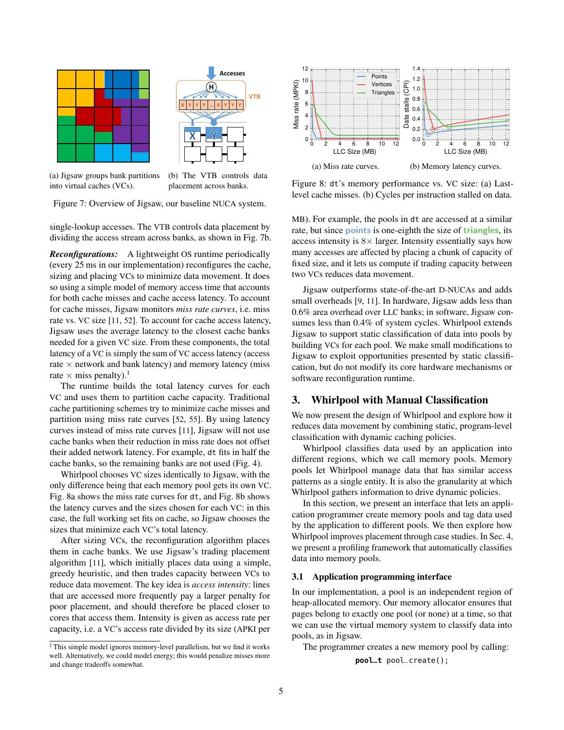(a) Jigsaw groups bank partitions into virtual caches (VCs).

(b) The VTB controls data placement across banks.

Figure 7: Overview of Jigsaw, our baseline NUCA system.

single-lookup accesses. The VTB controls data placement by dividing the access stream across banks, as shown in Fig. 7b.

***Reconfigurations:*** A lightweight OS runtime periodically (every 25 ms in our implementation) reconfigures the cache, sizing and placing VCs to minimize data movement. It does so using a simple model of memory access time that accounts for both cache misses and cache access latency. To account for cache misses, Jigsaw monitors *miss rate curves*, i.e. miss rate vs. VC size [11, 52]. To account for cache access latency, Jigsaw uses the average latency to the closest cache banks needed for a given VC size. From these components, the total latency of a VC is simply the sum of VC access latency (access rate × network and bank latency) and memory latency (miss rate × miss penalty).[1]

The runtime builds the total latency curves for each VC and uses them to partition cache capacity. Traditional cache partitioning schemes try to minimize cache misses and partition using miss rate curves [52, 55]. By using latency curves instead of miss rate curves [11], Jigsaw will not use cache banks when their reduction in miss rate does not offset their added network latency. For example, `dt` fits in half the cache banks, so the remaining banks are not used (Fig. 4).

Whirlpool chooses VC sizes identically to Jigsaw, with the only difference being that each memory pool gets its own VC. Fig. 8a shows the miss rate curves for `dt`, and Fig. 8b shows the latency curves and the sizes chosen for each VC: in this case, the full working set fits on cache, so Jigsaw chooses the sizes that minimize each VC's total latency.

After sizing VCs, the reconfiguration algorithm places them in cache banks. We use Jigsaw's trading placement algorithm [11], which initially places data using a simple, greedy heuristic, and then trades capacity between VCs to reduce data movement. The key idea is *access intensity*: lines that are accessed more frequently pay a larger penalty for poor placement, and should therefore be placed closer to cores that access them. Intensity is given as access rate per capacity, i.e. a VC's access rate divided by its size (APKI per MB). For example, the pools in `dt` are accessed at a similar rate, but since points is one-eighth the size of triangles, its access intensity is 8× larger. Intensity essentially says how many accesses are affected by placing a chunk of capacity of fixed size, and it lets us compute if trading capacity between two VCs reduces data movement.

[1] This simple model ignores memory-level parallelism, but we find it works well. Alternatively, we could model energy; this would penalize misses more and change tradeoffs somewhat.

(a) Miss rate curves.

(b) Memory latency curves.

Figure 8: `dt`'s memory performance vs. VC size: (a) Last-level cache misses. (b) Cycles per instruction stalled on data.

Jigsaw outperforms state-of-the-art D-NUCAs and adds small overheads [9, 11]. In hardware, Jigsaw adds less than 0.6% area overhead over LLC banks; in software, Jigsaw consumes less than 0.4% of system cycles. Whirlpool extends Jigsaw to support static classification of data into pools by building VCs for each pool. We make small modifications to Jigsaw to exploit opportunities presented by static classification, but do not modify its core hardware mechanisms or software reconfiguration runtime.

## 3. Whirlpool with Manual Classification

We now present the design of Whirlpool and explore how it reduces data movement by combining static, program-level classification with dynamic caching policies.

Whirlpool classifies data used by an application into different regions, which we call memory pools. Memory pools let Whirlpool manage data that has similar access patterns as a single entity. It is also the granularity at which Whirlpool gathers information to drive dynamic policies.

In this section, we present an interface that lets an application programmer create memory pools and tag data used by the application to different pools. We then explore how Whirlpool improves placement through case studies. In Sec. 4, we present a profiling framework that automatically classifies data into memory pools.

### 3.1 Application programming interface

In our implementation, a pool is an independent region of heap-allocated memory. Our memory allocator ensures that pages belong to exactly one pool (or none) at a time, so that we can use the virtual memory system to classify data into pools, as in Jigsaw.

The programmer creates a new memory pool by calling:

```
pool_t pool_create();
```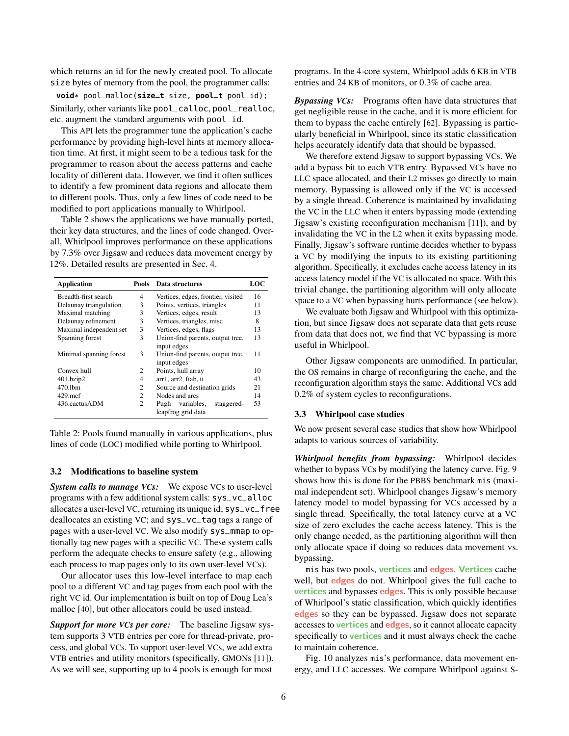which returns an id for the newly created pool. To allocate size bytes of memory from the pool, the programmer calls:

```
void* pool_malloc(size_t size, pool_t pool_id);
```

Similarly, other variants like pool_calloc, pool_realloc, etc. augment the standard arguments with pool_id.

This API lets the programmer tune the application's cache performance by providing high-level hints at memory allocation time. At first, it might seem to be a tedious task for the programmer to reason about the access patterns and cache locality of different data. However, we find it often suffices to identify a few prominent data regions and allocate them to different pools. Thus, only a few lines of code need to be modified to port applications manually to Whirlpool.

Table 2 shows the applications we have manually ported, their key data structures, and the lines of code changed. Overall, Whirlpool improves performance on these applications by 7.3% over Jigsaw and reduces data movement energy by 12%. Detailed results are presented in Sec. 4.

| Application | Pools | Data structures | LOC |
|---|---|---|---|
| Breadth-first search | 4 | Vertices, edges, frontier, visited | 16 |
| Delaunay triangulation | 3 | Points, vertices, triangles | 11 |
| Maximal matching | 3 | Vertices, edges, result | 13 |
| Delaunay refinement | 3 | Vertices, triangles, misc | 8 |
| Maximal independent set | 3 | Vertices, edges, flags | 13 |
| Spanning forest | 3 | Union-find parents, output tree, input edges | 13 |
| Minimal spanning forest | 3 | Union-find parents, output tree, input edges | 11 |
| Convex hull | 2 | Points, hull array | 10 |
| 401.bzip2 | 4 | arr1, arr2, ftab, tt | 43 |
| 470.lbm | 2 | Source and destination grids | 21 |
| 429.mcf | 2 | Nodes and arcs | 14 |
| 436.cactusADM | 2 | Pugh variables, staggered-leapfrog grid data | 53 |

Table 2: Pools found manually in various applications, plus lines of code (LOC) modified while porting to Whirlpool.

### 3.2 Modifications to baseline system

***System calls to manage VCs:*** We expose VCs to user-level programs with a few additional system calls: sys_vc_alloc allocates a user-level VC, returning its unique id; sys_vc_free deallocates an existing VC; and sys_vc_tag tags a range of pages with a user-level VC. We also modify sys_mmap to optionally tag new pages with a specific VC. These system calls perform the adequate checks to ensure safety (e.g., allowing each process to map pages only to its own user-level VCs).

Our allocator uses this low-level interface to map each pool to a different VC and tag pages from each pool with the right VC id. Our implementation is built on top of Doug Lea's malloc [40], but other allocators could be used instead.

***Support for more VCs per core:*** The baseline Jigsaw system supports 3 VTB entries per core for thread-private, process, and global VCs. To support user-level VCs, we add extra VTB entries and utility monitors (specifically, GMONs [11]). As we will see, supporting up to 4 pools is enough for most programs. In the 4-core system, Whirlpool adds 6 KB in VTB entries and 24 KB of monitors, or 0.3% of cache area.

***Bypassing VCs:*** Programs often have data structures that get negligible reuse in the cache, and it is more efficient for them to bypass the cache entirely [62]. Bypassing is particularly beneficial in Whirlpool, since its static classification helps accurately identify data that should be bypassed.

We therefore extend Jigsaw to support bypassing VCs. We add a bypass bit to each VTB entry. Bypassed VCs have no LLC space allocated, and their L2 misses go directly to main memory. Bypassing is allowed only if the VC is accessed by a single thread. Coherence is maintained by invalidating the VC in the LLC when it enters bypassing mode (extending Jigsaw's existing reconfiguration mechanism [11]), and by invalidating the VC in the L2 when it exits bypassing mode. Finally, Jigsaw's software runtime decides whether to bypass a VC by modifying the inputs to its existing partitioning algorithm. Specifically, it excludes cache access latency in its access latency model if the VC is allocated no space. With this trivial change, the partitioning algorithm will only allocate space to a VC when bypassing hurts performance (see below).

We evaluate both Jigsaw and Whirlpool with this optimization, but since Jigsaw does not separate data that gets reuse from data that does not, we find that VC bypassing is more useful in Whirlpool.

Other Jigsaw components are unmodified. In particular, the OS remains in charge of reconfiguring the cache, and the reconfiguration algorithm stays the same. Additional VCs add 0.2% of system cycles to reconfigurations.

### 3.3 Whirlpool case studies

We now present several case studies that show how Whirlpool adapts to various sources of variability.

***Whirlpool benefits from bypassing:*** Whirlpool decides whether to bypass VCs by modifying the latency curve. Fig. 9 shows how this is done for the PBBS benchmark mis (maximal independent set). Whirlpool changes Jigsaw's memory latency model to model bypassing for VCs accessed by a single thread. Specifically, the total latency curve at a VC size of zero excludes the cache access latency. This is the only change needed, as the partitioning algorithm will then only allocate space if doing so reduces data movement vs. bypassing.

mis has two pools, vertices and edges. Vertices cache well, but edges do not. Whirlpool gives the full cache to vertices and bypasses edges. This is only possible because of Whirlpool's static classification, which quickly identifies edges so they can be bypassed. Jigsaw does not separate accesses to vertices and edges, so it cannot allocate capacity specifically to vertices and it must always check the cache to maintain coherence.

Fig. 10 analyzes mis's performance, data movement energy, and LLC accesses. We compare Whirlpool against S-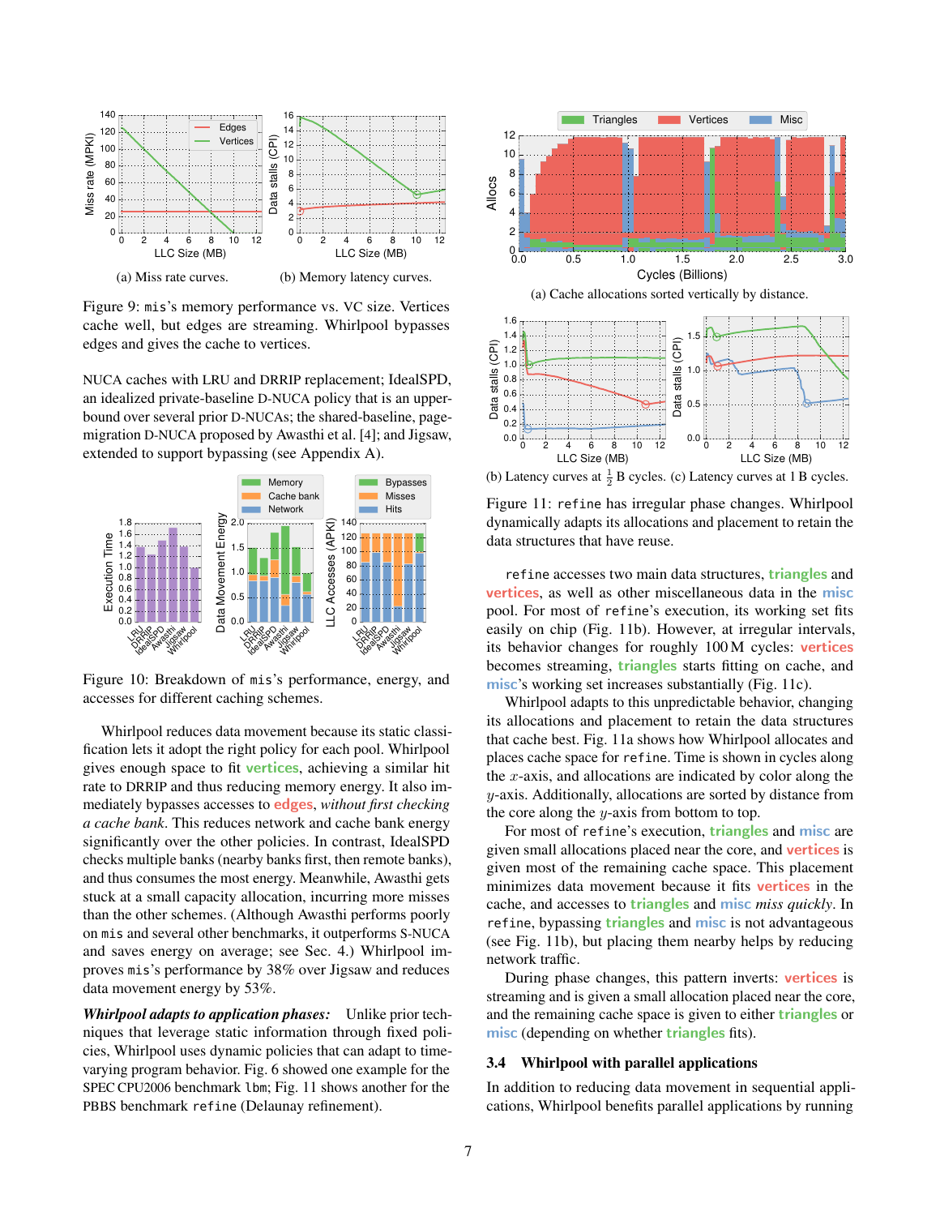(a) Miss rate curves.

(b) Memory latency curves.

Figure 9: mis's memory performance vs. VC size. Vertices cache well, but edges are streaming. Whirlpool bypasses edges and gives the cache to vertices.

NUCA caches with LRU and DRRIP replacement; IdealSPD, an idealized private-baseline D-NUCA policy that is an upper-bound over several prior D-NUCAs; the shared-baseline, page-migration D-NUCA proposed by Awasthi et al. [4]; and Jigsaw, extended to support bypassing (see Appendix A).

Figure 10: Breakdown of mis's performance, energy, and accesses for different caching schemes.

Whirlpool reduces data movement because its static classification lets it adopt the right policy for each pool. Whirlpool gives enough space to fit vertices, achieving a similar hit rate to DRRIP and thus reducing memory energy. It also immediately bypasses accesses to edges, *without first checking a cache bank*. This reduces network and cache bank energy significantly over the other policies. In contrast, IdealSPD checks multiple banks (nearby banks first, then remote banks), and thus consumes the most energy. Meanwhile, Awasthi gets stuck at a small capacity allocation, incurring more misses than the other schemes. (Although Awasthi performs poorly on mis and several other benchmarks, it outperforms S-NUCA and saves energy on average; see Sec. 4.) Whirlpool improves mis's performance by 38% over Jigsaw and reduces data movement energy by 53%.

***Whirlpool adapts to application phases:*** Unlike prior techniques that leverage static information through fixed policies, Whirlpool uses dynamic policies that can adapt to time-varying program behavior. Fig. 6 showed one example for the SPEC CPU2006 benchmark lbm; Fig. 11 shows another for the PBBS benchmark refine (Delaunay refinement).

(a) Cache allocations sorted vertically by distance.

(b) Latency curves at $\frac{1}{2}$ B cycles. (c) Latency curves at 1 B cycles.

Figure 11: refine has irregular phase changes. Whirlpool dynamically adapts its allocations and placement to retain the data structures that have reuse.

refine accesses two main data structures, triangles and vertices, as well as other miscellaneous data in the misc pool. For most of refine's execution, its working set fits easily on chip (Fig. 11b). However, at irregular intervals, its behavior changes for roughly 100 M cycles: vertices becomes streaming, triangles starts fitting on cache, and misc's working set increases substantially (Fig. 11c).

Whirlpool adapts to this unpredictable behavior, changing its allocations and placement to retain the data structures that cache best. Fig. 11a shows how Whirlpool allocates and places cache space for refine. Time is shown in cycles along the $x$-axis, and allocations are indicated by color along the $y$-axis. Additionally, allocations are sorted by distance from the core along the $y$-axis from bottom to top.

For most of refine's execution, triangles and misc are given small allocations placed near the core, and vertices is given most of the remaining cache space. This placement minimizes data movement because it fits vertices in the cache, and accesses to triangles and misc *miss quickly*. In refine, bypassing triangles and misc is not advantageous (see Fig. 11b), but placing them nearby helps by reducing network traffic.

During phase changes, this pattern inverts: vertices is streaming and is given a small allocation placed near the core, and the remaining cache space is given to either triangles or misc (depending on whether triangles fits).

### 3.4 Whirlpool with parallel applications

In addition to reducing data movement in sequential applications, Whirlpool benefits parallel applications by running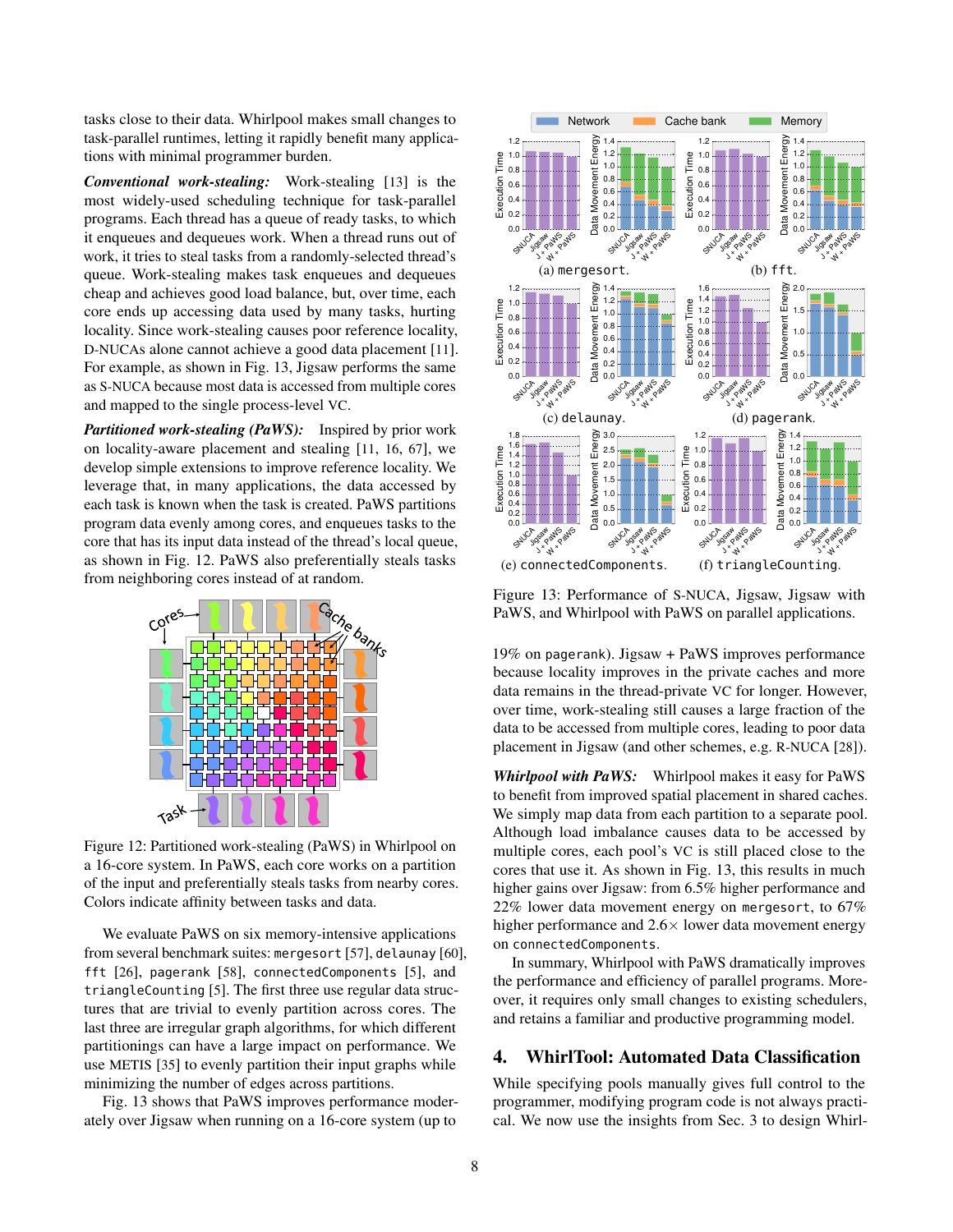tasks close to their data. Whirlpool makes small changes to task-parallel runtimes, letting it rapidly benefit many applications with minimal programmer burden.

***Conventional work-stealing:*** Work-stealing [13] is the most widely-used scheduling technique for task-parallel programs. Each thread has a queue of ready tasks, to which it enqueues and dequeues work. When a thread runs out of work, it steals from a randomly-selected thread's queue. Work-stealing makes task enqueues and dequeues cheap and achieves good load balance, but, over time, each core ends up accessing data used by many tasks, hurting locality. Since work-stealing causes poor reference locality, D-NUCAs alone cannot achieve a good data placement [11]. For example, as shown in Fig. 13, Jigsaw performs the same as S-NUCA because most data is accessed from multiple cores and mapped to the single process-level VC.

***Partitioned work-stealing (PaWS):*** Inspired by prior work on locality-aware placement and stealing [11, 16, 67], we develop simple extensions to improve reference locality. We leverage that, in many applications, the data accessed by each task is known when the task is created. PaWS partitions program data evenly among cores, and enqueues tasks to the core that has its input data instead of the thread's local queue, as shown in Fig. 12. PaWS also preferentially steals tasks from neighboring cores instead of at random.

Figure 12: Partitioned work-stealing (PaWS) in Whirlpool on a 16-core system. In PaWS, each core works on a partition of the input and preferentially steals tasks from nearby cores. Colors indicate affinity between tasks and data.

We evaluate PaWS on six memory-intensive applications from several benchmark suites: `mergesort` [57], `delaunay` [60], `fft` [26], `pagerank` [58], `connectedComponents` [5], and `triangleCounting` [5]. The first three use regular data structures that are trivial to evenly partition across cores. The last three are irregular graph algorithms, for which different partitionings can have a large impact on performance. We use METIS [35] to evenly partition their input graphs while minimizing the number of edges across partitions.

Fig. 13 shows that PaWS improves performance moderately over Jigsaw when running on a 16-core system (up to 19% on `pagerank`). Jigsaw + PaWS improves performance because locality improves in the private caches and more data remains in the thread-private VC for longer. However, over time, work-stealing still causes a large fraction of the data to be accessed from multiple cores, leading to poor data placement in Jigsaw (and other schemes, e.g. R-NUCA [28]).

Figure 13: Performance of S-NUCA, Jigsaw, Jigsaw with PaWS, and Whirlpool with PaWS on parallel applications. (a) `mergesort`. (b) `fft`. (c) `delaunay`. (d) `pagerank`. (e) `connectedComponents`. (f) `triangleCounting`.

***Whirlpool with PaWS:*** Whirlpool makes it easy for PaWS to benefit from improved spatial placement in shared caches. We simply map data from each partition to a separate pool. Although load imbalance causes data to be accessed by multiple cores, each pool's VC is still placed close to the cores that use it. As shown in Fig. 13, this results in much higher gains over Jigsaw: from 6.5% higher performance and 22% lower data movement energy on `mergesort`, to 67% higher performance and 2.6× lower data movement energy on `connectedComponents`.

In summary, Whirlpool with PaWS dramatically improves the performance and efficiency of parallel programs. Moreover, it requires only small changes to existing schedulers, and retains a familiar and productive programming model.

## 4. WhirlTool: Automated Data Classification

While specifying pools manually gives full control to the programmer, modifying program code is not always practical. We now use the insights from Sec. 3 to design Whirl-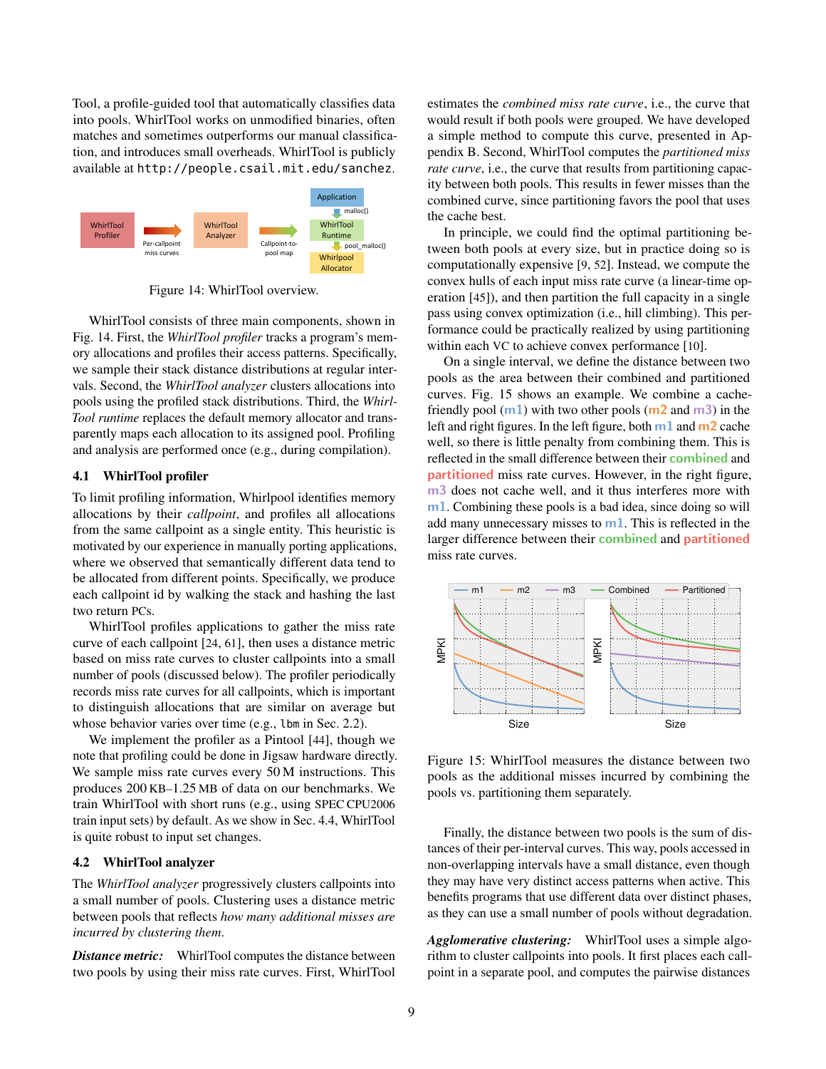Tool, a profile-guided tool that automatically classifies data into pools. WhirlTool works on unmodified binaries, often matches and sometimes outperforms our manual classification, and introduces small overheads. WhirlTool is publicly available at `http://people.csail.mit.edu/sanchez`.

Figure 14: WhirlTool overview.

WhirlTool consists of three main components, shown in Fig. 14. First, the *WhirlTool profiler* tracks a program's memory allocations and profiles their access patterns. Specifically, we sample their stack distance distributions at regular intervals. Second, the *WhirlTool analyzer* clusters allocations into pools using the profiled stack distributions. Third, the *WhirlTool runtime* replaces the default memory allocator and transparently maps each allocation to its assigned pool. Profiling and analysis are performed once (e.g., during compilation).

### 4.1 WhirlTool profiler

To limit profiling information, Whirlpool identifies memory allocations by their *callpoint*, and profiles all allocations from the same callpoint as a single entity. This heuristic is motivated by our experience in manually porting applications, where we observed that semantically different data tend to be allocated from different points. Specifically, we produce each callpoint id by walking the stack and hashing the last two return PCs.

WhirlTool profiles applications to gather the miss rate curve of each callpoint [24, 61], then uses a distance metric based on miss rate curves to cluster callpoints into a small number of pools (discussed below). The profiler periodically records miss rate curves for all callpoints, which is important to distinguish allocations that are similar on average but whose behavior varies over time (e.g., `lbm` in Sec. 2.2).

We implement the profiler as a Pintool [44], though we note that profiling could be done in Jigsaw hardware directly. We sample miss rate curves every 50 M instructions. This produces 200 KB–1.25 MB of data on our benchmarks. We train WhirlTool with short runs (e.g., using SPEC CPU2006 train input sets) by default. As we show in Sec. 4.4, WhirlTool is quite robust to input set changes.

### 4.2 WhirlTool analyzer

The *WhirlTool analyzer* progressively clusters callpoints into a small number of pools. Clustering uses a distance metric between pools that reflects *how many additional misses are incurred by clustering them.*

***Distance metric:*** WhirlTool computes the distance between two pools by using their miss rate curves. First, WhirlTool estimates the *combined miss rate curve*, i.e., the curve that would result if both pools were grouped. We have developed a simple method to compute this curve, presented in Appendix B. Second, WhirlTool computes the *partitioned miss rate curve*, i.e., the curve that results from partitioning capacity between both pools. This results in fewer misses than the combined curve, since partitioning favors the pool that uses the cache best.

In principle, we could find the optimal partitioning between both pools at every size, but in practice doing so is computationally expensive [9, 52]. Instead, we compute the convex hulls of each input miss rate curve (a linear-time operation [45]), and then partition the full capacity in a single pass using convex optimization (i.e., hill climbing). This performance could be practically realized by using partitioning within each VC to achieve convex performance [10].

On a single interval, we define the distance between two pools as the area between their combined and partitioned curves. Fig. 15 shows an example. We combine a cache-friendly pool (m1) with two other pools (m2 and m3) in the left and right figures. In the left figure, both m1 and m2 cache well, so there is little penalty from combining them. This is reflected in the small difference between their combined and partitioned miss rate curves. However, in the right figure, m3 does not cache well, and it thus interferes more with m1. Combining these pools is a bad idea, since doing so will add many unnecessary misses to m1. This is reflected in the larger difference between their combined and partitioned miss rate curves.

Figure 15: WhirlTool measures the distance between two pools as the additional misses incurred by combining the pools vs. partitioning them separately.

Finally, the distance between two pools is the sum of distances of their per-interval curves. This way, pools accessed in non-overlapping intervals have a small distance, even though they may have very distinct access patterns when active. This benefits programs that use different data over distinct phases, as they can use a small number of pools without degradation.

***Agglomerative clustering:*** WhirlTool uses a simple algorithm to cluster callpoints into pools. It first places each callpoint in a separate pool, and computes the pairwise distances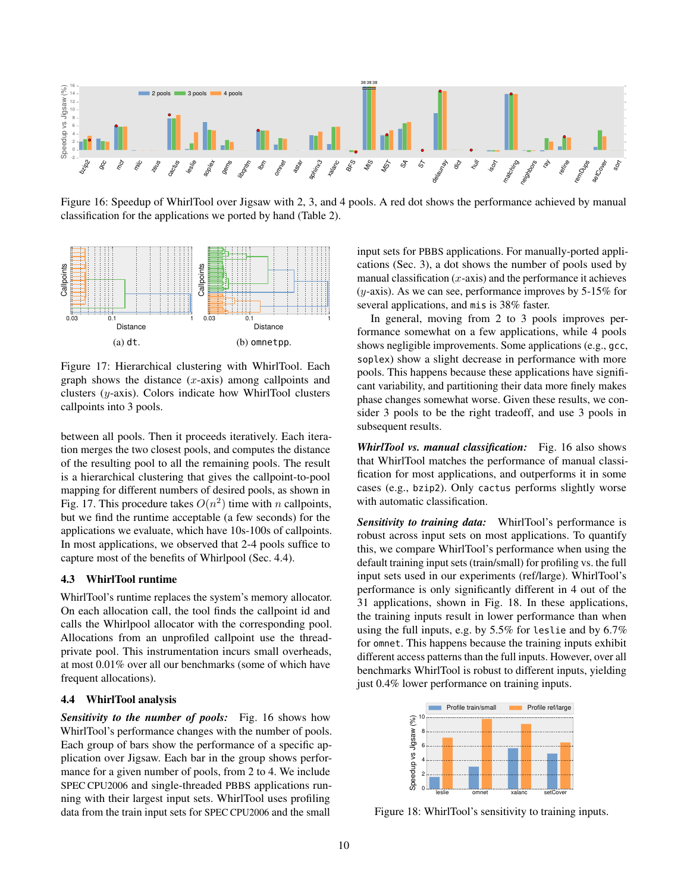Figure 16: Speedup of WhirlTool over Jigsaw with 2, 3, and 4 pools. A red dot shows the performance achieved by manual classification for the applications we ported by hand (Table 2).

Figure 17: Hierarchical clustering with WhirlTool. Each graph shows the distance ($x$-axis) among callpoints and clusters ($y$-axis). Colors indicate how WhirlTool clusters callpoints into 3 pools.

(a) `dt`. (b) `omnetpp`.

between all pools. Then it proceeds iteratively. Each iteration merges the two closest pools, and computes the distance of the resulting pool to all the remaining pools. The result is a hierarchical clustering that gives the callpoint-to-pool mapping for different numbers of desired pools, as shown in Fig. 17. This procedure takes $O(n^2)$ time with $n$ callpoints, but we find the runtime acceptable (a few seconds) for the applications we evaluate, which have 10s-100s of callpoints. In most applications, we observed that 2-4 pools suffice to capture most of the benefits of Whirlpool (Sec. 4.4).

### 4.3 WhirlTool runtime

WhirlTool's runtime replaces the system's memory allocator. On each allocation call, the tool finds the callpoint id and calls the Whirlpool allocator with the corresponding pool. Allocations from an unprofiled callpoint use the thread-private pool. This instrumentation incurs small overheads, at most 0.01% over all our benchmarks (some of which have frequent allocations).

### 4.4 WhirlTool analysis

***Sensitivity to the number of pools:*** Fig. 16 shows how WhirlTool's performance changes with the number of pools. Each group of bars show the performance of a specific application over Jigsaw. Each bar in the group shows performance for a given number of pools, from 2 to 4. We include SPEC CPU2006 and single-threaded PBBS applications running with their largest input sets. WhirlTool uses profiling data from the train input sets for SPEC CPU2006 and the small input sets for PBBS applications. For manually-ported applications (Sec. 3), a dot shows the number of pools used by manual classification ($x$-axis) and the performance it achieves ($y$-axis). As we can see, performance improves by 5-15% for several applications, and `mis` is 38% faster.

In general, moving from 2 to 3 pools improves performance somewhat on a few applications, while 4 pools shows negligible improvements. Some applications (e.g., `gcc`, `soplex`) show a slight decrease in performance with more pools. This happens because these applications have significant variability, and partitioning their data more finely makes phase changes somewhat worse. Given these results, we consider 3 pools to be the right tradeoff, and use 3 pools in subsequent results.

***WhirlTool vs. manual classification:*** Fig. 16 also shows that WhirlTool matches the performance of manual classification for most applications, and outperforms it in some cases (e.g., `bzip2`). Only `cactus` performs slightly worse with automatic classification.

***Sensitivity to training data:*** WhirlTool's performance is robust across input sets on most applications. To quantify this, we compare WhirlTool's performance when using the default training input sets (train/small) for profiling vs. the full input sets used in our experiments (ref/large). WhirlTool's performance is only significantly different in 4 out of the 31 applications, shown in Fig. 18. In these applications, the training inputs result in lower performance than when using the full inputs, e.g. by 5.5% for `leslie` and by 6.7% for `omnet`. This happens because the training inputs exhibit different access patterns than the full inputs. However, over all benchmarks WhirlTool is robust to different inputs, yielding just 0.4% lower performance on training inputs.

Figure 18: WhirlTool's sensitivity to training inputs.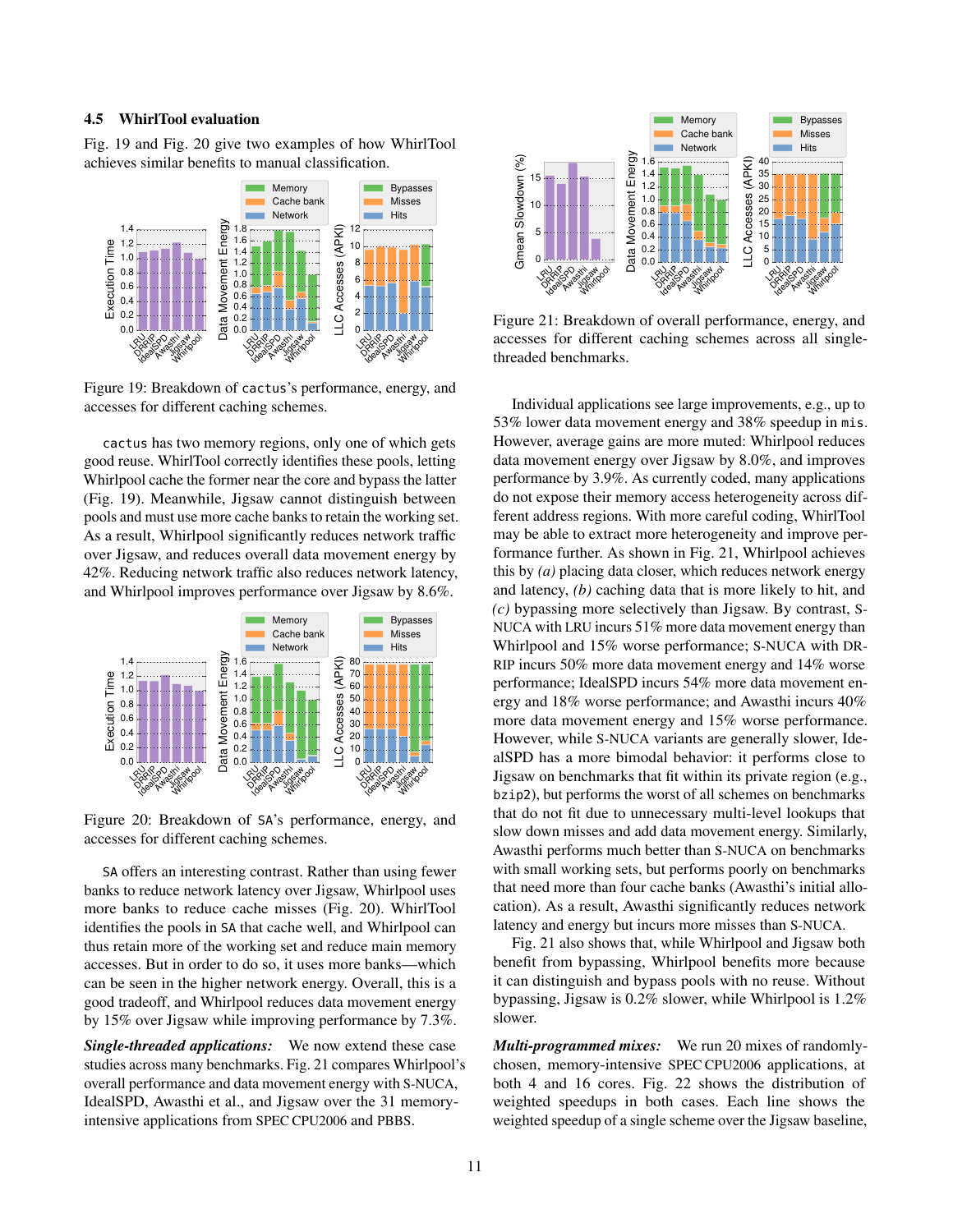### 4.5 WhirlTool evaluation

Fig. 19 and Fig. 20 give two examples of how WhirlTool achieves similar benefits to manual classification.

Figure 19: Breakdown of `cactus`'s performance, energy, and accesses for different caching schemes.

`cactus` has two memory regions, only one of which gets good reuse. WhirlTool correctly identifies these pools, letting Whirlpool cache the former near the core and bypass the latter (Fig. 19). Meanwhile, Jigsaw cannot distinguish between pools and must use more cache banks to retain the working set. As a result, Whirlpool significantly reduces network traffic over Jigsaw, and reduces overall data movement energy by 42%. Reducing network traffic also reduces network latency, and Whirlpool improves performance over Jigsaw by 8.6%.

Figure 20: Breakdown of `SA`'s performance, energy, and accesses for different caching schemes.

`SA` offers an interesting contrast. Rather than using fewer banks to reduce network latency over Jigsaw, Whirlpool uses more banks to reduce cache misses (Fig. 20). WhirlTool identifies the pools in `SA` that cache well, and Whirlpool can thus retain more of the working set and reduce main memory accesses. But in order to do so, it uses more banks—which can be seen in the higher network energy. Overall, this is a good tradeoff, and Whirlpool reduces data movement energy by 15% over Jigsaw while improving performance by 7.3%.

***Single-threaded applications:*** We now extend these case studies across many benchmarks. Fig. 21 compares Whirlpool's overall performance and data movement energy with S-NUCA, IdealSPD, Awasthi et al., and Jigsaw over the 31 memory-intensive applications from SPEC CPU2006 and PBBS.

Figure 21: Breakdown of overall performance, energy, and accesses for different caching schemes across all single-threaded benchmarks.

Individual applications see large improvements, e.g., up to 53% lower data movement energy and 38% speedup in `mis`. However, average gains are more muted: Whirlpool reduces data movement energy over Jigsaw by 8.0%, and improves performance by 3.9%. As currently coded, many applications do not expose their memory access heterogeneity across different address regions. With more careful coding, WhirlTool may be able to extract more heterogeneity and improve performance further. As shown in Fig. 21, Whirlpool achieves this by *(a)* placing data closer, which reduces network energy and latency, *(b)* caching data that is more likely to hit, and *(c)* bypassing more selectively than Jigsaw. By contrast, S-NUCA with LRU incurs 51% more data movement energy than Whirlpool and 15% worse performance; S-NUCA with DRRIP incurs 50% more data movement energy and 14% worse performance; IdealSPD incurs 54% more data movement energy and 18% worse performance; and Awasthi incurs 40% more data movement energy and 15% worse performance. However, while S-NUCA variants are generally slower, IdealSPD has a more bimodal behavior: it performs close to Jigsaw on benchmarks that fit within its private region (e.g., `bzip2`), but performs the worst of all schemes on benchmarks that do not fit due to unnecessary multi-level lookups that slow down misses and add data movement energy. Similarly, Awasthi performs much better than S-NUCA on benchmarks with small working sets, but performs poorly on benchmarks that need more than four cache banks (Awasthi's initial allocation). As a result, Awasthi significantly reduces network latency and energy but incurs more misses than S-NUCA.

Fig. 21 also shows that, while Whirlpool and Jigsaw both benefit from bypassing, Whirlpool benefits more because it can distinguish and bypass pools with no reuse. Without bypassing, Jigsaw is 0.2% slower, while Whirlpool is 1.2% slower.

***Multi-programmed mixes:*** We run 20 mixes of randomly-chosen, memory-intensive SPEC CPU2006 applications, at both 4 and 16 cores. Fig. 22 shows the distribution of weighted speedups in both cases. Each line shows the weighted speedup of a single scheme over the Jigsaw baseline,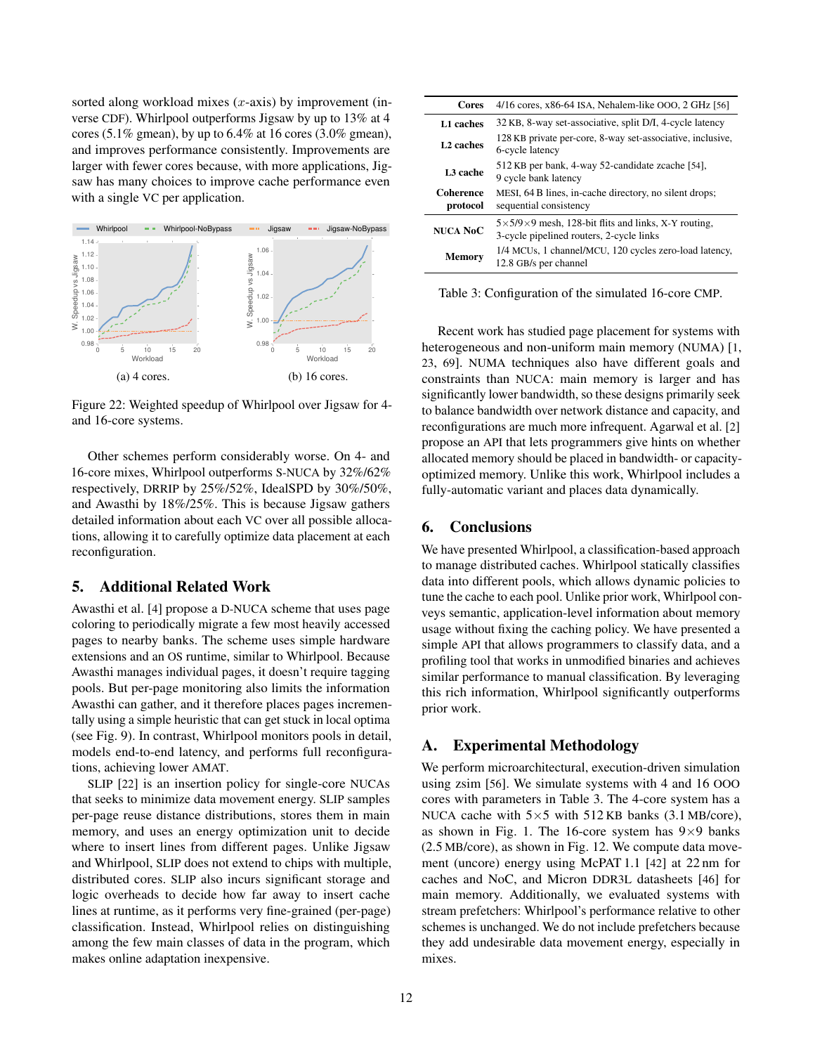sorted along workload mixes ($x$-axis) by improvement (inverse CDF). Whirlpool outperforms Jigsaw by up to 13% at 4 cores (5.1% gmean), by up to 6.4% at 16 cores (3.0% gmean), and improves performance consistently. Improvements are larger with fewer cores because, with more applications, Jigsaw has many choices to improve cache performance even with a single VC per application.

(a) 4 cores.

(b) 16 cores.

Figure 22: Weighted speedup of Whirlpool over Jigsaw for 4- and 16-core systems.

Other schemes perform considerably worse. On 4- and 16-core mixes, Whirlpool outperforms S-NUCA by 32%/62% respectively, DRRIP by 25%/52%, IdealSPD by 30%/50%, and Awasthi by 18%/25%. This is because Jigsaw gathers detailed information about each VC over all possible allocations, allowing it to carefully optimize data placement at each reconfiguration.

## 5. Additional Related Work

Awasthi et al. [4] propose a D-NUCA scheme that uses page coloring to periodically migrate a few most heavily accessed pages to nearby banks. The scheme uses simple hardware extensions and an OS runtime, similar to Whirlpool. Because Awasthi manages individual pages, it doesn't require tagging pools. But per-page monitoring also limits the information Awasthi can gather, and it therefore places pages incrementally using a simple heuristic that can get stuck in local optima (see Fig. 9). In contrast, Whirlpool monitors pools in detail, models end-to-end latency, and performs full reconfigurations, achieving lower AMAT.

SLIP [22] is an insertion policy for single-core NUCAs that seeks to minimize data movement energy. SLIP samples per-page reuse distance distributions, stores them in main memory, and uses an energy optimization unit to decide where to insert lines from different pages. Unlike Jigsaw and Whirlpool, SLIP does not extend to chips with multiple, distributed cores. SLIP also incurs significant storage and logic overheads to decide how far away to insert cache lines at runtime, as it performs very fine-grained (per-page) classification. Instead, Whirlpool relies on distinguishing among the few main classes of data in the program, which makes online adaptation inexpensive.

| | |
|---|---|
| **Cores** | 4/16 cores, x86-64 ISA, Nehalem-like OOO, 2 GHz [56] |
| **L1 caches** | 32 KB, 8-way set-associative, split D/I, 4-cycle latency |
| **L2 caches** | 128 KB private per-core, 8-way set-associative, inclusive, 6-cycle latency |
| **L3 cache** | 512 KB per bank, 4-way 52-candidate zcache [54], 9 cycle bank latency |
| **Coherence protocol** | MESI, 64 B lines, in-cache directory, no silent drops; sequential consistency |
| **NUCA NoC** | 5×5/9×9 mesh, 128-bit flits and links, X-Y routing, 3-cycle pipelined routers, 2-cycle links |
| **Memory** | 1/4 MCUs, 1 channel/MCU, 120 cycles zero-load latency, 12.8 GB/s per channel |

Table 3: Configuration of the simulated 16-core CMP.

Recent work has studied page placement for systems with heterogeneous and non-uniform main memory (NUMA) [1, 23, 69]. NUMA techniques also have different goals and constraints than NUCA: main memory is larger and has significantly lower bandwidth, so these designs primarily seek to balance bandwidth over network distance and capacity, and reconfigurations are much more infrequent. Agarwal et al. [2] propose an API that lets programmers give hints on whether allocated memory should be placed in bandwidth- or capacity-optimized memory. Unlike this work, Whirlpool includes a fully-automatic variant and places data dynamically.

## 6. Conclusions

We have presented Whirlpool, a classification-based approach to manage distributed caches. Whirlpool statically classifies data into different pools, which allows dynamic policies to tune the cache to each pool. Unlike prior work, Whirlpool conveys semantic, application-level information about memory usage without fixing the caching policy. We have presented a simple API that allows programmers to classify data, and a profiling tool that works in unmodified binaries and achieves similar performance to manual classification. By leveraging this rich information, Whirlpool significantly outperforms prior work.

## A. Experimental Methodology

We perform microarchitectural, execution-driven simulation using zsim [56]. We simulate systems with 4 and 16 OOO cores with parameters in Table 3. The 4-core system has a NUCA cache with 5×5 with 512 KB banks (3.1 MB/core), as shown in Fig. 1. The 16-core system has 9×9 banks (2.5 MB/core), as shown in Fig. 12. We compute data movement (uncore) energy using McPAT 1.1 [42] at 22 nm for caches and NoC, and Micron DDR3L datasheets [46] for main memory. Additionally, we evaluated systems with stream prefetchers: Whirlpool's performance relative to other schemes is unchanged. We do not include prefetchers because they add undesirable data movement energy, especially in mixes.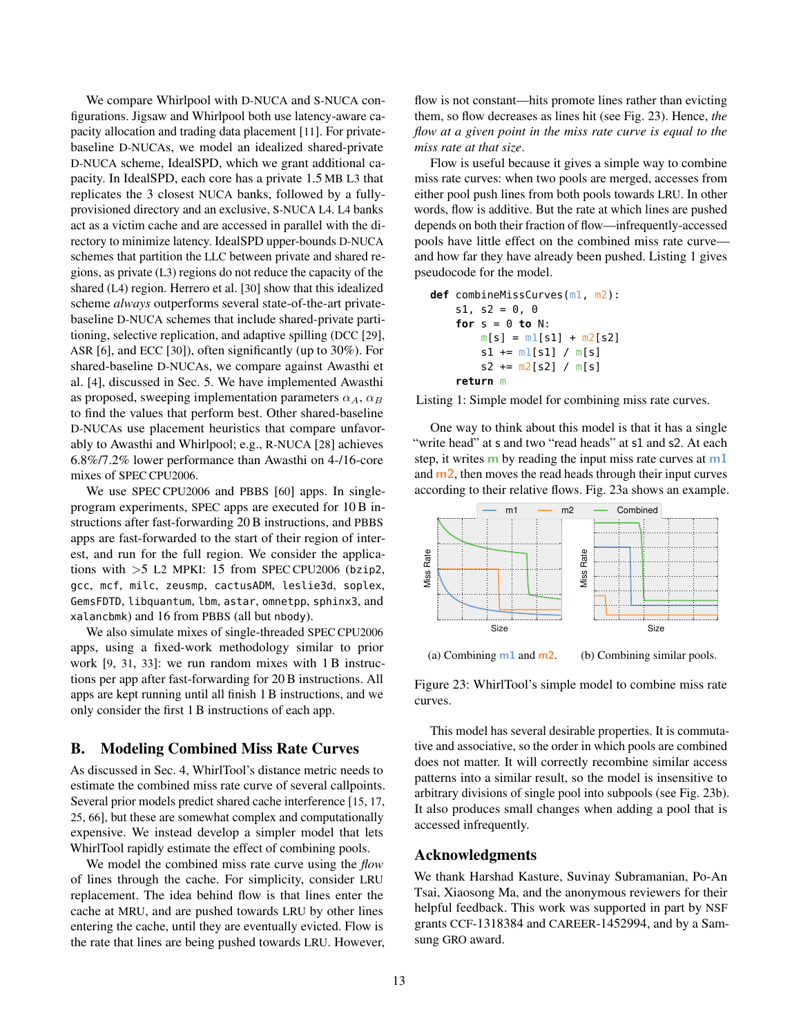We compare Whirlpool with D-NUCA and S-NUCA configurations. Jigsaw and Whirlpool both use latency-aware capacity allocation and trading data placement [11]. For private-baseline D-NUCAs, we model an idealized shared-private D-NUCA scheme, IdealSPD, which we grant additional capacity. In IdealSPD, each core has a private 1.5 MB L3 that replicates the 3 closest NUCA banks, followed by a fully-provisioned directory and an exclusive, S-NUCA L4. L4 banks act as a victim cache and are accessed in parallel with the directory to minimize latency. IdealSPD upper-bounds D-NUCA schemes that partition the LLC between private and shared regions, as private (L3) regions do not reduce the capacity of the shared (L4) region. Herrero et al. [30] show that this idealized scheme *always* outperforms several state-of-the-art private-baseline D-NUCA schemes that include shared-private partitioning, selective replication, and adaptive spilling (DCC [29], ASR [6], and ECC [30]), often significantly (up to 30%). For shared-baseline D-NUCAs, we compare against Awasthi et al. [4], discussed in Sec. 5. We have implemented Awasthi as proposed, sweeping implementation parameters $\alpha_A$, $\alpha_B$ to find the values that perform best. Other shared-baseline D-NUCAs use placement heuristics that compare unfavorably to Awasthi and Whirlpool; e.g., R-NUCA [28] achieves 6.8%/7.2% lower performance than Awasthi on 4-/16-core mixes of SPEC CPU2006.

We use SPEC CPU2006 and PBBS [60] apps. In single-program experiments, SPEC apps are executed for 10 B instructions after fast-forwarding 20 B instructions, and PBBS apps are fast-forwarded to the start of their region of interest, and run for the full region. We consider the applications with >5 L2 MPKI: 15 from SPEC CPU2006 (`bzip2`, `gcc`, `mcf`, `milc`, `zeusmp`, `cactusADM`, `leslie3d`, `soplex`, `GemsFDTD`, `libquantum`, `lbm`, `astar`, `omnetpp`, `sphinx3`, and `xalancbmk`) and 16 from PBBS (all but `nbody`).

We also simulate mixes of single-threaded SPEC CPU2006 apps, using a fixed-work methodology similar to prior work [9, 31, 33]: we run random mixes with 1 B instructions per app after fast-forwarding for 20 B instructions. All apps are kept running until all finish 1 B instructions, and we only consider the first 1 B instructions of each app.

## B. Modeling Combined Miss Rate Curves

As discussed in Sec. 4, WhirlTool's distance metric needs to estimate the combined miss rate curve of several callpoints. Several prior models predict shared cache interference [15, 17, 25, 66], but these are somewhat complex and computationally expensive. We instead develop a simpler model that lets WhirlTool rapidly estimate the effect of combining pools.

We model the combined miss rate curve using the *flow* of lines through the cache. For simplicity, consider LRU replacement. The idea behind flow is that lines enter the cache at MRU, and are pushed towards LRU by other lines entering the cache, until they are eventually evicted. Flow is the rate that lines are being pushed towards LRU. However, flow is not constant—hits promote lines rather than evicting them, so flow decreases as lines hit (see Fig. 23). Hence, *the flow at a given point in the miss rate curve is equal to the miss rate at that size*.

Flow is useful because it gives a simple way to combine miss rate curves: when two pools are merged, accesses from either pool push lines from both pools towards LRU. In other words, flow is additive. But the rate at which lines are pushed depends on both their fraction of flow—infrequently-accessed pools have little effect on the combined miss rate curve—and how far they have already been pushed. Listing 1 gives pseudocode for the model.

```
def combineMissCurves(m1, m2):
    s1, s2 = 0, 0
    for s = 0 to N:
        m[s] = m1[s1] + m2[s2]
        s1 += m1[s1] / m[s]
        s2 += m2[s2] / m[s]
    return m
```

Listing 1: Simple model for combining miss rate curves.

One way to think about this model is that it has a single "write head" at s and two "read heads" at s1 and s2. At each step, it writes **m** by reading the input miss rate curves at **m1** and **m2**, then moves the read heads through their input curves according to their relative flows. Fig. 23a shows an example.

(a) Combining **m1** and **m2**. (b) Combining similar pools.

Figure 23: WhirlTool's simple model to combine miss rate curves.

This model has several desirable properties. It is commutative and associative, so the order in which pools are combined does not matter. It will correctly recombine similar access patterns into a similar result, so the model is insensitive to arbitrary divisions of single pool into subpools (see Fig. 23b). It also produces small changes when adding a pool that is accessed infrequently.

## Acknowledgments

We thank Harshad Kasture, Suvinay Subramanian, Po-An Tsai, Xiaosong Ma, and the anonymous reviewers for their helpful feedback. This work was supported in part by NSF grants CCF-1318384 and CAREER-1452994, and by a Samsung GRO award.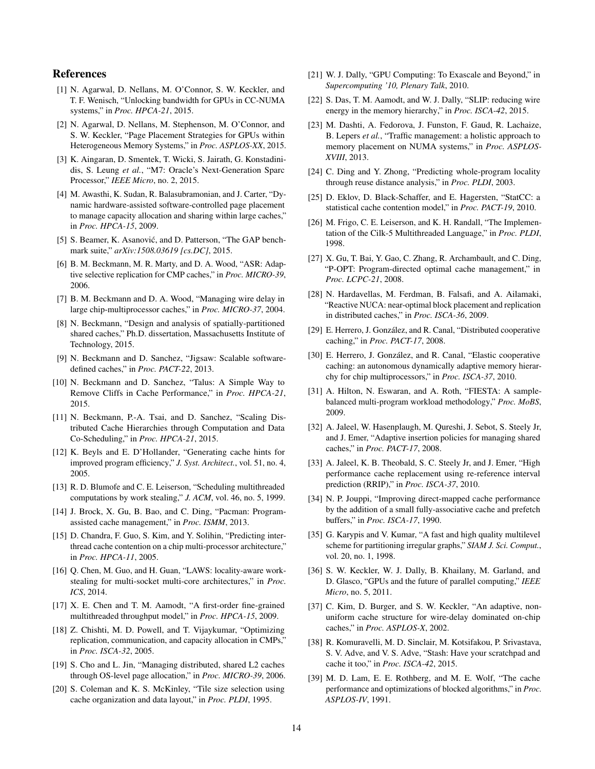## References

[1] N. Agarwal, D. Nellans, M. O'Connor, S. W. Keckler, and T. F. Wenisch, "Unlocking bandwidth for GPUs in CC-NUMA systems," in *Proc. HPCA-21*, 2015.

[2] N. Agarwal, D. Nellans, M. Stephenson, M. O'Connor, and S. W. Keckler, "Page Placement Strategies for GPUs within Heterogeneous Memory Systems," in *Proc. ASPLOS-XX*, 2015.

[3] K. Aingaran, D. Smentek, T. Wicki, S. Jairath, G. Konstadinidis, S. Leung *et al.*, "M7: Oracle's Next-Generation Sparc Processor," *IEEE Micro*, no. 2, 2015.

[4] M. Awasthi, K. Sudan, R. Balasubramonian, and J. Carter, "Dynamic hardware-assisted software-controlled page placement to manage capacity allocation and sharing within large caches," in *Proc. HPCA-15*, 2009.

[5] S. Beamer, K. Asanović, and D. Patterson, "The GAP benchmark suite," *arXiv:1508.03619 [cs.DC]*, 2015.

[6] B. M. Beckmann, M. R. Marty, and D. A. Wood, "ASR: Adaptive selective replication for CMP caches," in *Proc. MICRO-39*, 2006.

[7] B. M. Beckmann and D. A. Wood, "Managing wire delay in large chip-multiprocessor caches," in *Proc. MICRO-37*, 2004.

[8] N. Beckmann, "Design and analysis of spatially-partitioned shared caches," Ph.D. dissertation, Massachusetts Institute of Technology, 2015.

[9] N. Beckmann and D. Sanchez, "Jigsaw: Scalable software-defined caches," in *Proc. PACT-22*, 2013.

[10] N. Beckmann and D. Sanchez, "Talus: A Simple Way to Remove Cliffs in Cache Performance," in *Proc. HPCA-21*, 2015.

[11] N. Beckmann, P.-A. Tsai, and D. Sanchez, "Scaling Distributed Cache Hierarchies through Computation and Data Co-Scheduling," in *Proc. HPCA-21*, 2015.

[12] K. Beyls and E. D'Hollander, "Generating cache hints for improved program efficiency," *J. Syst. Architect.*, vol. 51, no. 4, 2005.

[13] R. D. Blumofe and C. E. Leiserson, "Scheduling multithreaded computations by work stealing," *J. ACM*, vol. 46, no. 5, 1999.

[14] J. Brock, X. Gu, B. Bao, and C. Ding, "Pacman: Program-assisted cache management," in *Proc. ISMM*, 2013.

[15] D. Chandra, F. Guo, S. Kim, and Y. Solihin, "Predicting inter-thread cache contention on a chip multi-processor architecture," in *Proc. HPCA-11*, 2005.

[16] Q. Chen, M. Guo, and H. Guan, "LAWS: locality-aware work-stealing for multi-socket multi-core architectures," in *Proc. ICS*, 2014.

[17] X. E. Chen and T. M. Aamodt, "A first-order fine-grained multithreaded throughput model," in *Proc. HPCA-15*, 2009.

[18] Z. Chishti, M. D. Powell, and T. Vijaykumar, "Optimizing replication, communication, and capacity allocation in CMPs," in *Proc. ISCA-32*, 2005.

[19] S. Cho and L. Jin, "Managing distributed, shared L2 caches through OS-level page allocation," in *Proc. MICRO-39*, 2006.

[20] S. Coleman and K. S. McKinley, "Tile size selection using cache organization and data layout," in *Proc. PLDI*, 1995.

[21] W. J. Dally, "GPU Computing: To Exascale and Beyond," in *Supercomputing '10, Plenary Talk*, 2010.

[22] S. Das, T. M. Aamodt, and W. J. Dally, "SLIP: reducing wire energy in the memory hierarchy," in *Proc. ISCA-42*, 2015.

[23] M. Dashti, A. Fedorova, J. Funston, F. Gaud, R. Lachaize, B. Lepers *et al.*, "Traffic management: a holistic approach to memory placement on NUMA systems," in *Proc. ASPLOS-XVIII*, 2013.

[24] C. Ding and Y. Zhong, "Predicting whole-program locality through reuse distance analysis," in *Proc. PLDI*, 2003.

[25] D. Eklov, D. Black-Schaffer, and E. Hagersten, "StatCC: a statistical cache contention model," in *Proc. PACT-19*, 2010.

[26] M. Frigo, C. E. Leiserson, and K. H. Randall, "The Implementation of the Cilk-5 Multithreaded Language," in *Proc. PLDI*, 1998.

[27] X. Gu, T. Bai, Y. Gao, C. Zhang, R. Archambault, and C. Ding, "P-OPT: Program-directed optimal cache management," in *Proc. LCPC-21*, 2008.

[28] N. Hardavellas, M. Ferdman, B. Falsafi, and A. Ailamaki, "Reactive NUCA: near-optimal block placement and replication in distributed caches," in *Proc. ISCA-36*, 2009.

[29] E. Herrero, J. González, and R. Canal, "Distributed cooperative caching," in *Proc. PACT-17*, 2008.

[30] E. Herrero, J. González, and R. Canal, "Elastic cooperative caching: an autonomous dynamically adaptive memory hierarchy for chip multiprocessors," in *Proc. ISCA-37*, 2010.

[31] A. Hilton, N. Eswaran, and A. Roth, "FIESTA: A sample-balanced multi-program workload methodology," *Proc. MoBS*, 2009.

[32] A. Jaleel, W. Hasenplaugh, M. Qureshi, J. Sebot, S. Steely Jr, and J. Emer, "Adaptive insertion policies for managing shared caches," in *Proc. PACT-17*, 2008.

[33] A. Jaleel, K. B. Theobald, S. C. Steely Jr, and J. Emer, "High performance cache replacement using re-reference interval prediction (RRIP)," in *Proc. ISCA-37*, 2010.

[34] N. P. Jouppi, "Improving direct-mapped cache performance by the addition of a small fully-associative cache and prefetch buffers," in *Proc. ISCA-17*, 1990.

[35] G. Karypis and V. Kumar, "A fast and high quality multilevel scheme for partitioning irregular graphs," *SIAM J. Sci. Comput.*, vol. 20, no. 1, 1998.

[36] S. W. Keckler, W. J. Dally, B. Khailany, M. Garland, and D. Glasco, "GPUs and the future of parallel computing," *IEEE Micro*, no. 5, 2011.

[37] C. Kim, D. Burger, and S. W. Keckler, "An adaptive, non-uniform cache structure for wire-delay dominated on-chip caches," in *Proc. ASPLOS-X*, 2002.

[38] R. Komuravelli, M. D. Sinclair, M. Kotsifakou, P. Srivastava, S. V. Adve, and V. S. Adve, "Stash: Have your scratchpad and cache it too," in *Proc. ISCA-42*, 2015.

[39] M. D. Lam, E. E. Rothberg, and M. E. Wolf, "The cache performance and optimizations of blocked algorithms," in *Proc. ASPLOS-IV*, 1991.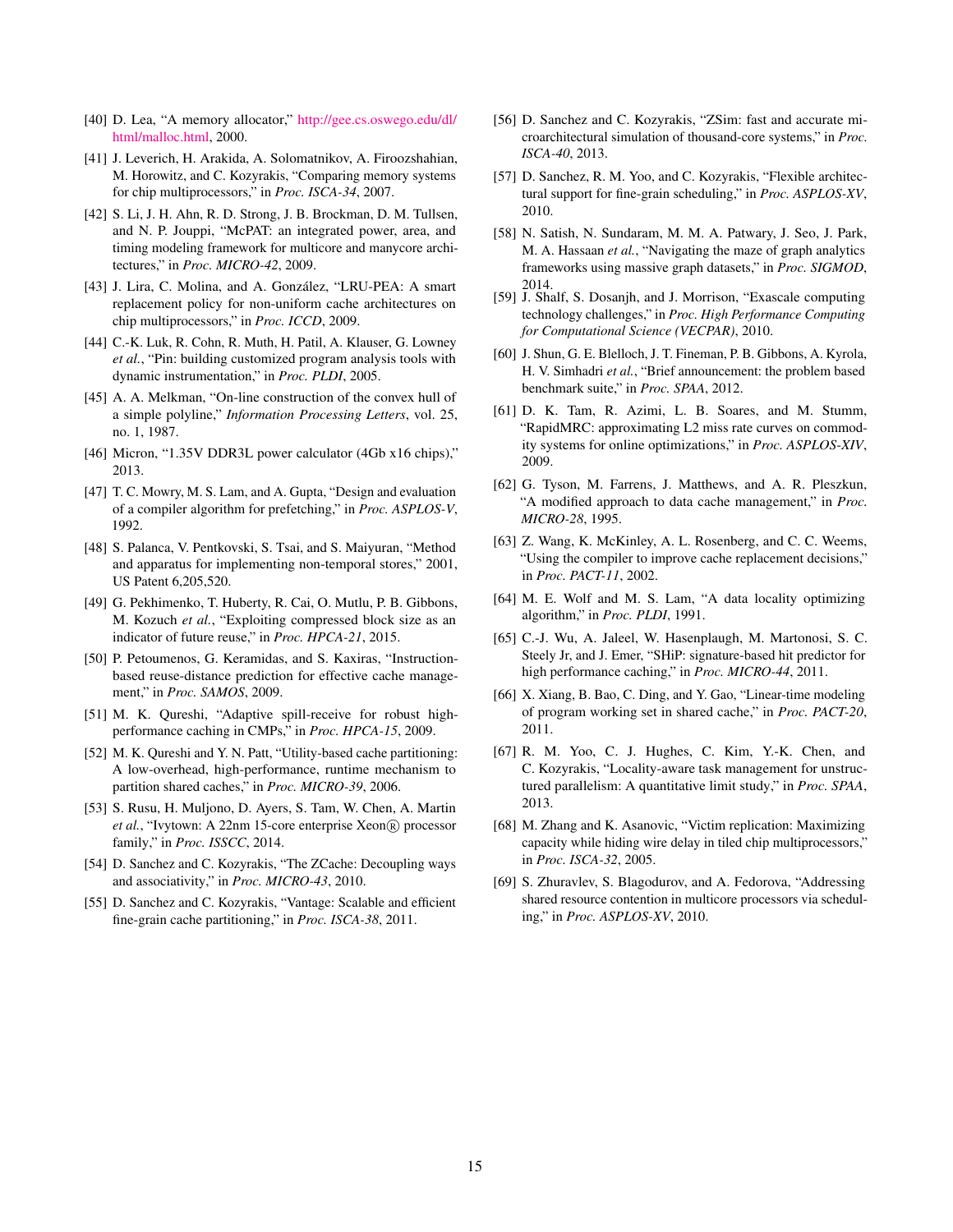[40] D. Lea, "A memory allocator," http://gee.cs.oswego.edu/dl/html/malloc.html, 2000.

[41] J. Leverich, H. Arakida, A. Solomatnikov, A. Firoozshahian, M. Horowitz, and C. Kozyrakis, "Comparing memory systems for chip multiprocessors," in *Proc. ISCA-34*, 2007.

[42] S. Li, J. H. Ahn, R. D. Strong, J. B. Brockman, D. M. Tullsen, and N. P. Jouppi, "McPAT: an integrated power, area, and timing modeling framework for multicore and manycore architectures," in *Proc. MICRO-42*, 2009.

[43] J. Lira, C. Molina, and A. González, "LRU-PEA: A smart replacement policy for non-uniform cache architectures on chip multiprocessors," in *Proc. ICCD*, 2009.

[44] C.-K. Luk, R. Cohn, R. Muth, H. Patil, A. Klauser, G. Lowney *et al.*, "Pin: building customized program analysis tools with dynamic instrumentation," in *Proc. PLDI*, 2005.

[45] A. A. Melkman, "On-line construction of the convex hull of a simple polyline," *Information Processing Letters*, vol. 25, no. 1, 1987.

[46] Micron, "1.35V DDR3L power calculator (4Gb x16 chips)," 2013.

[47] T. C. Mowry, M. S. Lam, and A. Gupta, "Design and evaluation of a compiler algorithm for prefetching," in *Proc. ASPLOS-V*, 1992.

[48] S. Palanca, V. Pentkovski, S. Tsai, and S. Maiyuran, "Method and apparatus for implementing non-temporal stores," 2001, US Patent 6,205,520.

[49] G. Pekhimenko, T. Huberty, R. Cai, O. Mutlu, P. B. Gibbons, M. Kozuch *et al.*, "Exploiting compressed block size as an indicator of future reuse," in *Proc. HPCA-21*, 2015.

[50] P. Petoumenos, G. Keramidas, and S. Kaxiras, "Instruction-based reuse-distance prediction for effective cache management," in *Proc. SAMOS*, 2009.

[51] M. K. Qureshi, "Adaptive spill-receive for robust high-performance caching in CMPs," in *Proc. HPCA-15*, 2009.

[52] M. K. Qureshi and Y. N. Patt, "Utility-based cache partitioning: A low-overhead, high-performance, runtime mechanism to partition shared caches," in *Proc. MICRO-39*, 2006.

[53] S. Rusu, H. Muljono, D. Ayers, S. Tam, W. Chen, A. Martin *et al.*, "Ivytown: A 22nm 15-core enterprise Xeon® processor family," in *Proc. ISSCC*, 2014.

[54] D. Sanchez and C. Kozyrakis, "The ZCache: Decoupling ways and associativity," in *Proc. MICRO-43*, 2010.

[55] D. Sanchez and C. Kozyrakis, "Vantage: Scalable and efficient fine-grain cache partitioning," in *Proc. ISCA-38*, 2011.

[56] D. Sanchez and C. Kozyrakis, "ZSim: fast and accurate microarchitectural simulation of thousand-core systems," in *Proc. ISCA-40*, 2013.

[57] D. Sanchez, R. M. Yoo, and C. Kozyrakis, "Flexible architectural support for fine-grain scheduling," in *Proc. ASPLOS-XV*, 2010.

[58] N. Satish, N. Sundaram, M. M. A. Patwary, J. Seo, J. Park, M. A. Hassaan *et al.*, "Navigating the maze of graph analytics frameworks using massive graph datasets," in *Proc. SIGMOD*, 2014.

[59] J. Shalf, S. Dosanjh, and J. Morrison, "Exascale computing technology challenges," in *Proc. High Performance Computing for Computational Science (VECPAR)*, 2010.

[60] J. Shun, G. E. Blelloch, J. T. Fineman, P. B. Gibbons, A. Kyrola, H. V. Simhadri *et al.*, "Brief announcement: the problem based benchmark suite," in *Proc. SPAA*, 2012.

[61] D. K. Tam, R. Azimi, L. B. Soares, and M. Stumm, "RapidMRC: approximating L2 miss rate curves on commodity systems for online optimizations," in *Proc. ASPLOS-XIV*, 2009.

[62] G. Tyson, M. Farrens, J. Matthews, and A. R. Pleszkun, "A modified approach to data cache management," in *Proc. MICRO-28*, 1995.

[63] Z. Wang, K. McKinley, A. L. Rosenberg, and C. C. Weems, "Using the compiler to improve cache replacement decisions," in *Proc. PACT-11*, 2002.

[64] M. E. Wolf and M. S. Lam, "A data locality optimizing algorithm," in *Proc. PLDI*, 1991.

[65] C.-J. Wu, A. Jaleel, W. Hasenplaugh, M. Martonosi, S. C. Steely Jr, and J. Emer, "SHiP: signature-based hit predictor for high performance caching," in *Proc. MICRO-44*, 2011.

[66] X. Xiang, B. Bao, C. Ding, and Y. Gao, "Linear-time modeling of program working set in shared cache," in *Proc. PACT-20*, 2011.

[67] R. M. Yoo, C. J. Hughes, C. Kim, Y.-K. Chen, and C. Kozyrakis, "Locality-aware task management for unstructured parallelism: A quantitative limit study," in *Proc. SPAA*, 2013.

[68] M. Zhang and K. Asanovic, "Victim replication: Maximizing capacity while hiding wire delay in tiled chip multiprocessors," in *Proc. ISCA-32*, 2005.

[69] S. Zhuravlev, S. Blagodurov, and A. Fedorova, "Addressing shared resource contention in multicore processors via scheduling," in *Proc. ASPLOS-XV*, 2010.